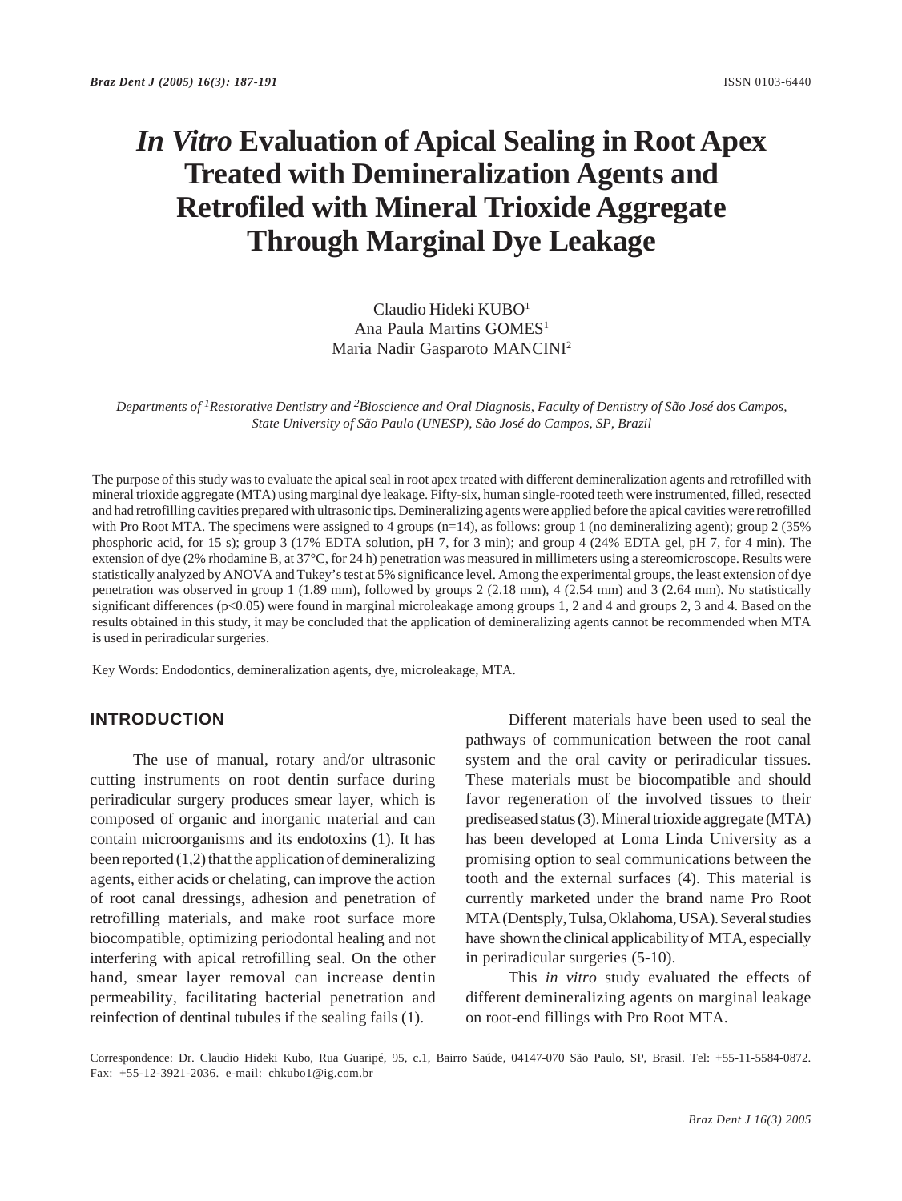# *In Vitro* Evaluation of Apical Sealing in Root Apex Treated with Demineralization Agents and Retrofiled with Mineral Trioxide Aggregate Through Marginal Dye Leakage

Claudio Hideki KUBO[1]
Ana Paula Martins GOMES[1]
Maria Nadir Gasparoto MANCINI[2]

*Departments of [1]Restorative Dentistry and [2]Bioscience and Oral Diagnosis, Faculty of Dentistry of São José dos Campos, State University of São Paulo (UNESP), São José do Campos, SP, Brazil*

The purpose of this study was to evaluate the apical seal in root apex treated with different demineralization agents and retrofilled with mineral trioxide aggregate (MTA) using marginal dye leakage. Fifty-six, human single-rooted teeth were instrumented, filled, resected and had retrofilling cavities prepared with ultrasonic tips. Demineralizing agents were applied before the apical cavities were retrofilled with Pro Root MTA. The specimens were assigned to 4 groups (n=14), as follows: group 1 (no demineralizing agent); group 2 (35% phosphoric acid, for 15 s); group 3 (17% EDTA solution, pH 7, for 3 min); and group 4 (24% EDTA gel, pH 7, for 4 min). The extension of dye (2% rhodamine B, at 37°C, for 24 h) penetration was measured in millimeters using a stereomicroscope. Results were statistically analyzed by ANOVA and Tukey's test at 5% significance level. Among the experimental groups, the least extension of dye penetration was observed in group 1 (1.89 mm), followed by groups 2 (2.18 mm), 4 (2.54 mm) and 3 (2.64 mm). No statistically significant differences ($p<0.05$) were found in marginal microleakage among groups 1, 2 and 4 and groups 2, 3 and 4. Based on the results obtained in this study, it may be concluded that the application of demineralizing agents cannot be recommended when MTA is used in periradicular surgeries.

Key Words: Endodontics, demineralization agents, dye, microleakage, MTA.

## INTRODUCTION

The use of manual, rotary and/or ultrasonic cutting instruments on root dentin surface during periradicular surgery produces smear layer, which is composed of organic and inorganic material and can contain microorganisms and its endotoxins (1). It has been reported (1,2) that the application of demineralizing agents, either acids or chelating, can improve the action of root canal dressings, adhesion and penetration of retrofilling materials, and make root surface more biocompatible, optimizing periodontal healing and not interfering with apical retrofilling seal. On the other hand, smear layer removal can increase dentin permeability, facilitating bacterial penetration and reinfection of dentinal tubules if the sealing fails (1).

Different materials have been used to seal the pathways of communication between the root canal system and the oral cavity or periradicular tissues. These materials must be biocompatible and should favor regeneration of the involved tissues to their prediseased status (3). Mineral trioxide aggregate (MTA) has been developed at Loma Linda University as a promising option to seal communications between the tooth and the external surfaces (4). This material is currently marketed under the brand name Pro Root MTA (Dentsply, Tulsa, Oklahoma, USA). Several studies have shown the clinical applicability of MTA, especially in periradicular surgeries (5-10).

This *in vitro* study evaluated the effects of different demineralizing agents on marginal leakage on root-end fillings with Pro Root MTA.

Correspondence: Dr. Claudio Hideki Kubo, Rua Guaripé, 95, c.1, Bairro Saúde, 04147-070 São Paulo, SP, Brasil. Tel: +55-11-5584-0872. Fax: +55-12-3921-2036. e-mail: chkubo1@ig.com.br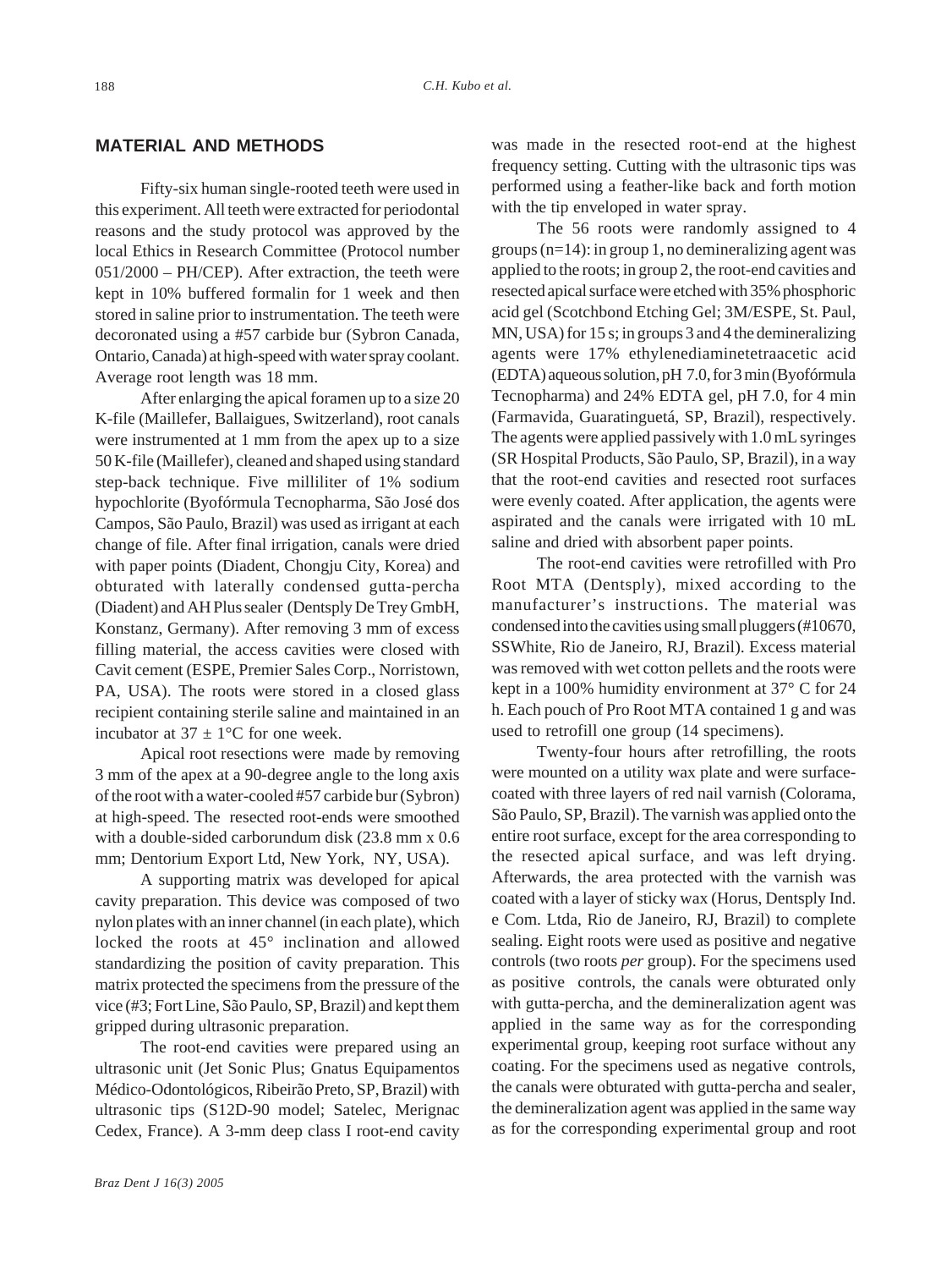## MATERIAL AND METHODS

Fifty-six human single-rooted teeth were used in this experiment. All teeth were extracted for periodontal reasons and the study protocol was approved by the local Ethics in Research Committee (Protocol number 051/2000 – PH/CEP). After extraction, the teeth were kept in 10% buffered formalin for 1 week and then stored in saline prior to instrumentation. The teeth were decoronated using a #57 carbide bur (Sybron Canada, Ontario, Canada) at high-speed with water spray coolant. Average root length was 18 mm.

After enlarging the apical foramen up to a size 20 K-file (Maillefer, Ballaigues, Switzerland), root canals were instrumented at 1 mm from the apex up to a size 50 K-file (Maillefer), cleaned and shaped using standard step-back technique. Five milliliter of 1% sodium hypochlorite (Byofórmula Tecnopharma, São José dos Campos, São Paulo, Brazil) was used as irrigant at each change of file. After final irrigation, canals were dried with paper points (Diadent, Chongju City, Korea) and obturated with laterally condensed gutta-percha (Diadent) and AH Plus sealer (Dentsply De Trey GmbH, Konstanz, Germany). After removing 3 mm of excess filling material, the access cavities were closed with Cavit cement (ESPE, Premier Sales Corp., Norristown, PA, USA). The roots were stored in a closed glass recipient containing sterile saline and maintained in an incubator at 37 ± 1°C for one week.

Apical root resections were made by removing 3 mm of the apex at a 90-degree angle to the long axis of the root with a water-cooled #57 carbide bur (Sybron) at high-speed. The resected root-ends were smoothed with a double-sided carborundum disk (23.8 mm x 0.6 mm; Dentorium Export Ltd, New York, NY, USA).

A supporting matrix was developed for apical cavity preparation. This device was composed of two nylon plates with an inner channel (in each plate), which locked the roots at 45° inclination and allowed standardizing the position of cavity preparation. This matrix protected the specimens from the pressure of the vice (#3; Fort Line, São Paulo, SP, Brazil) and kept them gripped during ultrasonic preparation.

The root-end cavities were prepared using an ultrasonic unit (Jet Sonic Plus; Gnatus Equipamentos Médico-Odontológicos, Ribeirão Preto, SP, Brazil) with ultrasonic tips (S12D-90 model; Satelec, Merignac Cedex, France). A 3-mm deep class I root-end cavity was made in the resected root-end at the highest frequency setting. Cutting with the ultrasonic tips was performed using a feather-like back and forth motion with the tip enveloped in water spray.

The 56 roots were randomly assigned to 4 groups (n=14): in group 1, no demineralizing agent was applied to the roots; in group 2, the root-end cavities and resected apical surface were etched with 35% phosphoric acid gel (Scotchbond Etching Gel; 3M/ESPE, St. Paul, MN, USA) for 15 s; in groups 3 and 4 the demineralizing agents were 17% ethylenediaminetetraacetic acid (EDTA) aqueous solution, pH 7.0, for 3 min (Byofórmula Tecnopharma) and 24% EDTA gel, pH 7.0, for 4 min (Farmavida, Guaratinguetá, SP, Brazil), respectively. The agents were applied passively with 1.0 mL syringes (SR Hospital Products, São Paulo, SP, Brazil), in a way that the root-end cavities and resected root surfaces were evenly coated. After application, the agents were aspirated and the canals were irrigated with 10 mL saline and dried with absorbent paper points.

The root-end cavities were retrofilled with Pro Root MTA (Dentsply), mixed according to the manufacturer's instructions. The material was condensed into the cavities using small pluggers (#10670, SSWhite, Rio de Janeiro, RJ, Brazil). Excess material was removed with wet cotton pellets and the roots were kept in a 100% humidity environment at 37° C for 24 h. Each pouch of Pro Root MTA contained 1 g and was used to retrofill one group (14 specimens).

Twenty-four hours after retrofilling, the roots were mounted on a utility wax plate and were surface-coated with three layers of red nail varnish (Colorama, São Paulo, SP, Brazil). The varnish was applied onto the entire root surface, except for the area corresponding to the resected apical surface, and was left drying. Afterwards, the area protected with the varnish was coated with a layer of sticky wax (Horus, Dentsply Ind. e Com. Ltda, Rio de Janeiro, RJ, Brazil) to complete sealing. Eight roots were used as positive and negative controls (two roots *per* group). For the specimens used as positive controls, the canals were obturated only with gutta-percha, and the demineralization agent was applied in the same way as for the corresponding experimental group, keeping root surface without any coating. For the specimens used as negative controls, the canals were obturated with gutta-percha and sealer, the demineralization agent was applied in the same way as for the corresponding experimental group and root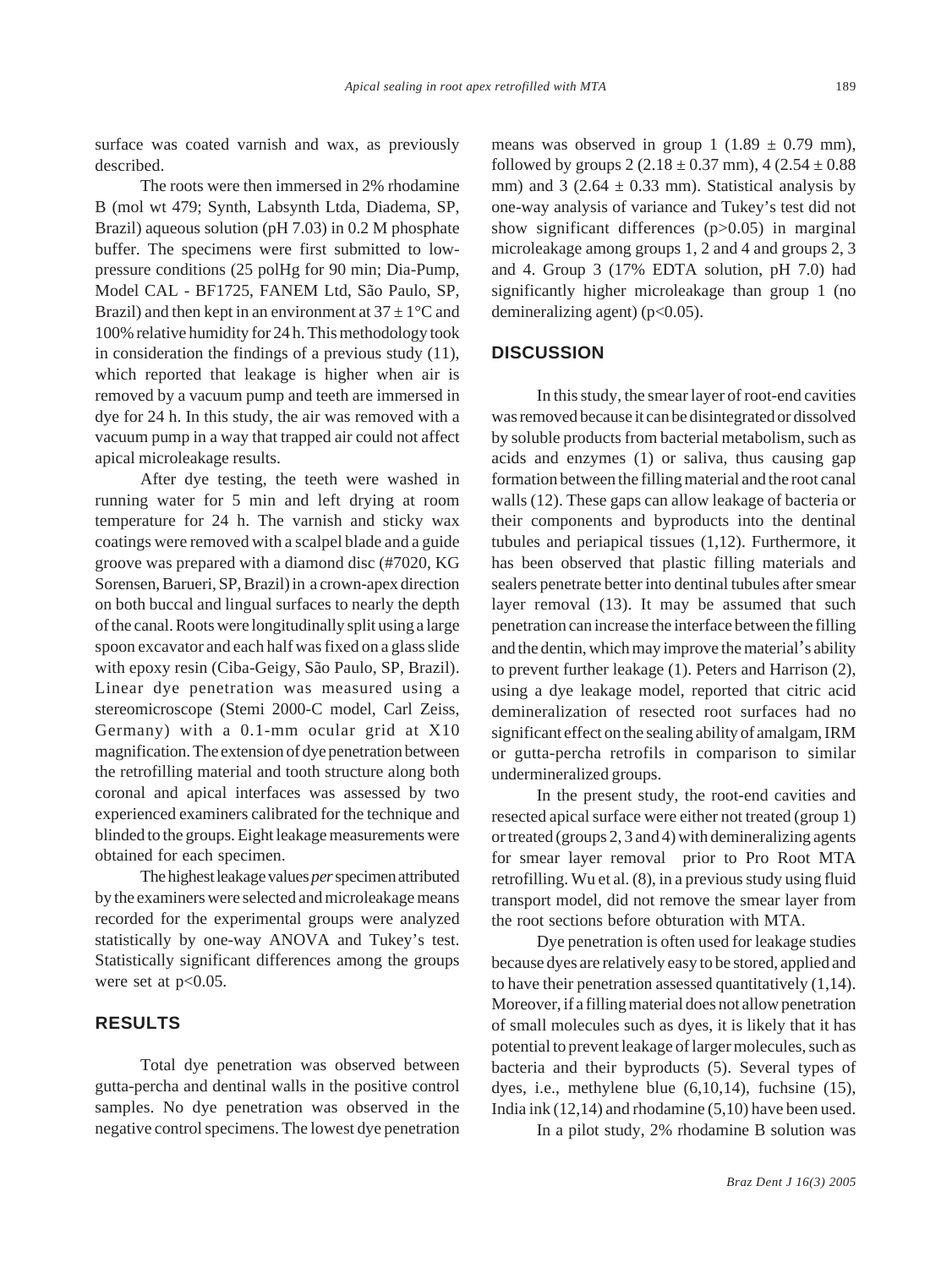surface was coated varnish and wax, as previously described.

The roots were then immersed in 2% rhodamine B (mol wt 479; Synth, Labsynth Ltda, Diadema, SP, Brazil) aqueous solution (pH 7.03) in 0.2 M phosphate buffer. The specimens were first submitted to low-pressure conditions (25 polHg for 90 min; Dia-Pump, Model CAL - BF1725, FANEM Ltd, São Paulo, SP, Brazil) and then kept in an environment at 37 ± 1°C and 100% relative humidity for 24 h. This methodology took in consideration the findings of a previous study (11), which reported that leakage is higher when air is removed by a vacuum pump and teeth are immersed in dye for 24 h. In this study, the air was removed with a vacuum pump in a way that trapped air could not affect apical microleakage results.

After dye testing, the teeth were washed in running water for 5 min and left drying at room temperature for 24 h. The varnish and sticky wax coatings were removed with a scalpel blade and a guide groove was prepared with a diamond disc (#7020, KG Sorensen, Barueri, SP, Brazil) in a crown-apex direction on both buccal and lingual surfaces to nearly the depth of the canal. Roots were longitudinally split using a large spoon excavator and each half was fixed on a glass slide with epoxy resin (Ciba-Geigy, São Paulo, SP, Brazil). Linear dye penetration was measured using a stereomicroscope (Stemi 2000-C model, Carl Zeiss, Germany) with a 0.1-mm ocular grid at X10 magnification. The extension of dye penetration between the retrofilling material and tooth structure along both coronal and apical interfaces was assessed by two experienced examiners calibrated for the technique and blinded to the groups. Eight leakage measurements were obtained for each specimen.

The highest leakage values *per* specimen attributed by the examiners were selected and microleakage means recorded for the experimental groups were analyzed statistically by one-way ANOVA and Tukey's test. Statistically significant differences among the groups were set at $p<0.05$.

## RESULTS

Total dye penetration was observed between gutta-percha and dentinal walls in the positive control samples. No dye penetration was observed in the negative control specimens. The lowest dye penetration means was observed in group 1 (1.89 ± 0.79 mm), followed by groups 2 (2.18 ± 0.37 mm), 4 (2.54 ± 0.88 mm) and 3 (2.64 ± 0.33 mm). Statistical analysis by one-way analysis of variance and Tukey's test did not show significant differences ($p>0.05$) in marginal microleakage among groups 1, 2 and 4 and groups 2, 3 and 4. Group 3 (17% EDTA solution, pH 7.0) had significantly higher microleakage than group 1 (no demineralizing agent) ($p<0.05$).

## DISCUSSION

In this study, the smear layer of root-end cavities was removed because it can be disintegrated or dissolved by soluble products from bacterial metabolism, such as acids and enzymes (1) or saliva, thus causing gap formation between the filling material and the root canal walls (12). These gaps can allow leakage of bacteria or their components and byproducts into the dentinal tubules and periapical tissues (1,12). Furthermore, it has been observed that plastic filling materials and sealers penetrate better into dentinal tubules after smear layer removal (13). It may be assumed that such penetration can increase the interface between the filling and the dentin, which may improve the material's ability to prevent further leakage (1). Peters and Harrison (2), using a dye leakage model, reported that citric acid demineralization of resected root surfaces had no significant effect on the sealing ability of amalgam, IRM or gutta-percha retrofils in comparison to similar undermineralized groups.

In the present study, the root-end cavities and resected apical surface were either not treated (group 1) or treated (groups 2, 3 and 4) with demineralizing agents for smear layer removal prior to Pro Root MTA retrofilling. Wu et al. (8), in a previous study using fluid transport model, did not remove the smear layer from the root sections before obturation with MTA.

Dye penetration is often used for leakage studies because dyes are relatively easy to be stored, applied and to have their penetration assessed quantitatively (1,14). Moreover, if a filling material does not allow penetration of small molecules such as dyes, it is likely that it has potential to prevent leakage of larger molecules, such as bacteria and their byproducts (5). Several types of dyes, i.e., methylene blue (6,10,14), fuchsine (15), India ink (12,14) and rhodamine (5,10) have been used.

In a pilot study, 2% rhodamine B solution was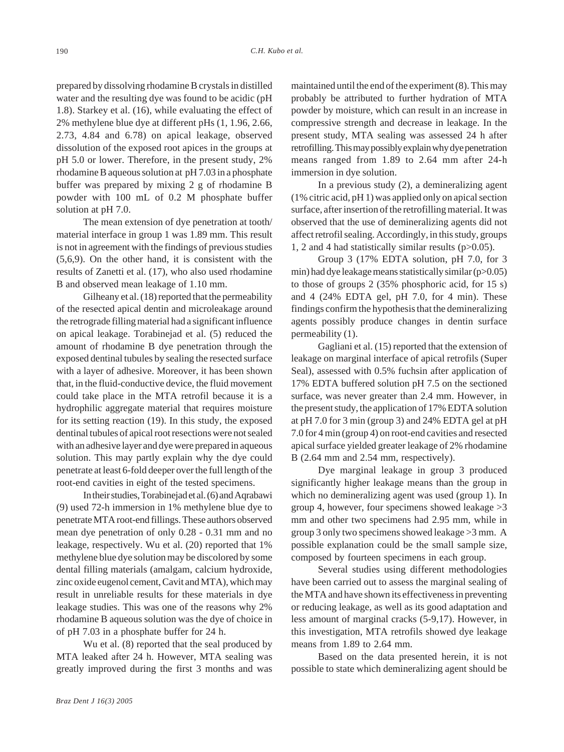prepared by dissolving rhodamine B crystals in distilled water and the resulting dye was found to be acidic (pH 1.8). Starkey et al. (16), while evaluating the effect of 2% methylene blue dye at different pHs (1, 1.96, 2.66, 2.73, 4.84 and 6.78) on apical leakage, observed dissolution of the exposed root apices in the groups at pH 5.0 or lower. Therefore, in the present study, 2% rhodamine B aqueous solution at pH 7.03 in a phosphate buffer was prepared by mixing 2 g of rhodamine B powder with 100 mL of 0.2 M phosphate buffer solution at pH 7.0.

The mean extension of dye penetration at tooth/material interface in group 1 was 1.89 mm. This result is not in agreement with the findings of previous studies (5,6,9). On the other hand, it is consistent with the results of Zanetti et al. (17), who also used rhodamine B and observed mean leakage of 1.10 mm.

Gilheany et al. (18) reported that the permeability of the resected apical dentin and microleakage around the retrograde filling material had a significant influence on apical leakage. Torabinejad et al. (5) reduced the amount of rhodamine B dye penetration through the exposed dentinal tubules by sealing the resected surface with a layer of adhesive. Moreover, it has been shown that, in the fluid-conductive device, the fluid movement could take place in the MTA retrofil because it is a hydrophilic aggregate material that requires moisture for its setting reaction (19). In this study, the exposed dentinal tubules of apical root resections were not sealed with an adhesive layer and dye were prepared in aqueous solution. This may partly explain why the dye could penetrate at least 6-fold deeper over the full length of the root-end cavities in eight of the tested specimens.

In their studies, Torabinejad et al. (6) and Aqrabawi (9) used 72-h immersion in 1% methylene blue dye to penetrate MTA root-end fillings. These authors observed mean dye penetration of only 0.28 - 0.31 mm and no leakage, respectively. Wu et al. (20) reported that 1% methylene blue dye solution may be discolored by some dental filling materials (amalgam, calcium hydroxide, zinc oxide eugenol cement, Cavit and MTA), which may result in unreliable results for these materials in dye leakage studies. This was one of the reasons why 2% rhodamine B aqueous solution was the dye of choice in of pH 7.03 in a phosphate buffer for 24 h.

Wu et al. (8) reported that the seal produced by MTA leaked after 24 h. However, MTA sealing was greatly improved during the first 3 months and was maintained until the end of the experiment (8). This may probably be attributed to further hydration of MTA powder by moisture, which can result in an increase in compressive strength and decrease in leakage. In the present study, MTA sealing was assessed 24 h after retrofilling. This may possibly explain why dye penetration means ranged from 1.89 to 2.64 mm after 24-h immersion in dye solution.

In a previous study (2), a demineralizing agent (1% citric acid, pH 1) was applied only on apical section surface, after insertion of the retrofilling material. It was observed that the use of demineralizing agents did not affect retrofil sealing. Accordingly, in this study, groups 1, 2 and 4 had statistically similar results ($p>0.05$).

Group 3 (17% EDTA solution, pH 7.0, for 3 min) had dye leakage means statistically similar ($p>0.05$) to those of groups 2 (35% phosphoric acid, for 15 s) and 4 (24% EDTA gel, pH 7.0, for 4 min). These findings confirm the hypothesis that the demineralizing agents possibly produce changes in dentin surface permeability (1).

Gagliani et al. (15) reported that the extension of leakage on marginal interface of apical retrofils (Super Seal), assessed with 0.5% fuchsin after application of 17% EDTA buffered solution pH 7.5 on the sectioned surface, was never greater than 2.4 mm. However, in the present study, the application of 17% EDTA solution at pH 7.0 for 3 min (group 3) and 24% EDTA gel at pH 7.0 for 4 min (group 4) on root-end cavities and resected apical surface yielded greater leakage of 2% rhodamine B (2.64 mm and 2.54 mm, respectively).

Dye marginal leakage in group 3 produced significantly higher leakage means than the group in which no demineralizing agent was used (group 1). In group 4, however, four specimens showed leakage >3 mm and other two specimens had 2.95 mm, while in group 3 only two specimens showed leakage >3 mm. A possible explanation could be the small sample size, composed by fourteen specimens in each group.

Several studies using different methodologies have been carried out to assess the marginal sealing of the MTA and have shown its effectiveness in preventing or reducing leakage, as well as its good adaptation and less amount of marginal cracks (5-9,17). However, in this investigation, MTA retrofils showed dye leakage means from 1.89 to 2.64 mm.

Based on the data presented herein, it is not possible to state which demineralizing agent should be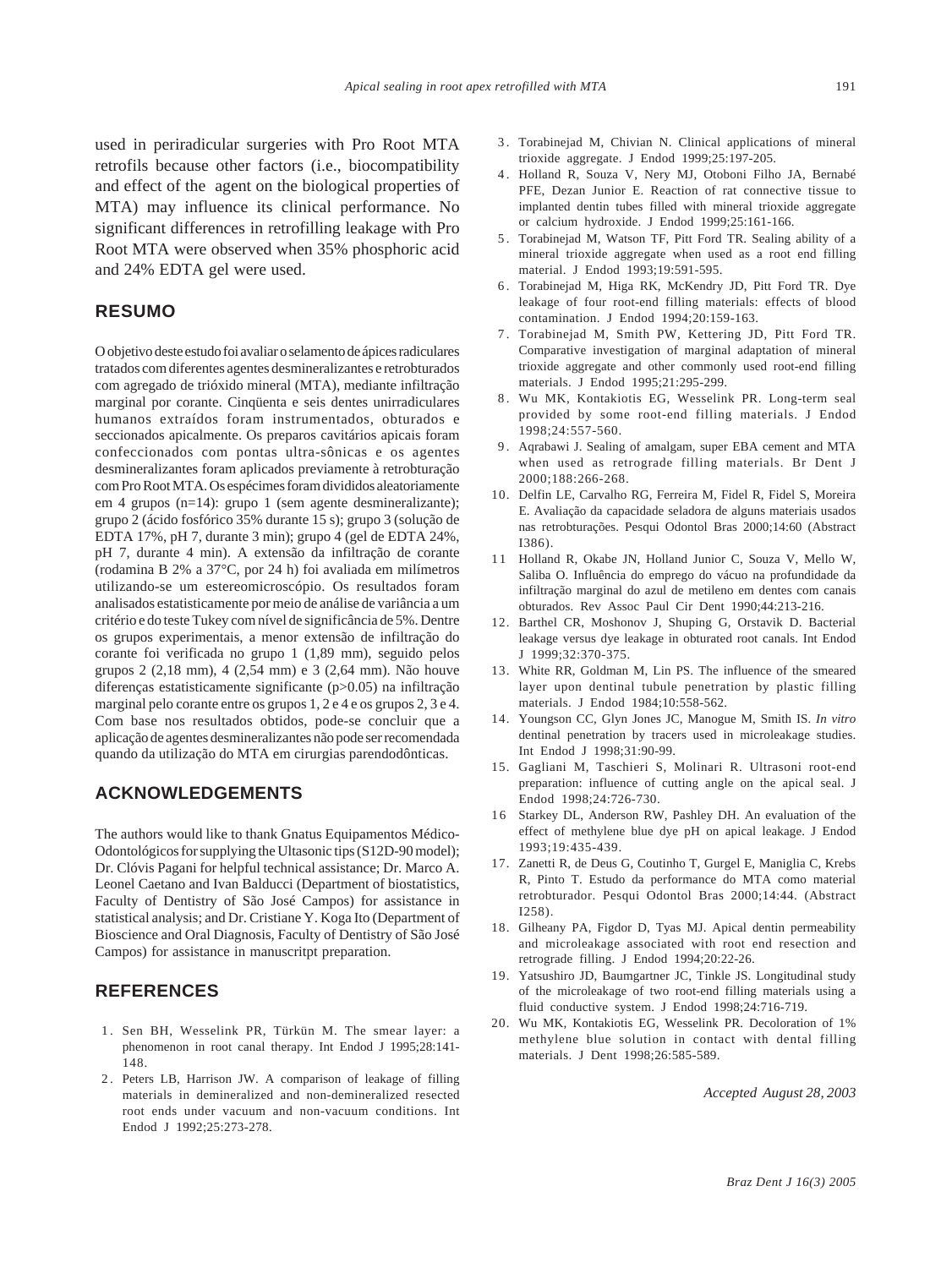used in periradicular surgeries with Pro Root MTA retrofils because other factors (i.e., biocompatibility and effect of the agent on the biological properties of MTA) may influence its clinical performance. No significant differences in retrofilling leakage with Pro Root MTA were observed when 35% phosphoric acid and 24% EDTA gel were used.

## RESUMO

O objetivo deste estudo foi avaliar o selamento de ápices radiculares tratados com diferentes agentes desmineralizantes e retrobturados com agregado de trióxido mineral (MTA), mediante infiltração marginal por corante. Cinqüenta e seis dentes unirradiculares humanos extraídos foram instrumentados, obturados e seccionados apicalmente. Os preparos cavitários apicais foram confeccionados com pontas ultra-sônicas e os agentes desmineralizantes foram aplicados previamente à retrobturação com Pro Root MTA. Os espécimes foram divididos aleatoriamente em 4 grupos (n=14): grupo 1 (sem agente desmineralizante); grupo 2 (ácido fosfórico 35% durante 15 s); grupo 3 (solução de EDTA 17%, pH 7, durante 3 min); grupo 4 (gel de EDTA 24%, pH 7, durante 4 min). A extensão da infiltração de corante (rodamina B 2% a 37°C, por 24 h) foi avaliada em milímetros utilizando-se um estereomicroscópio. Os resultados foram analisados estatisticamente por meio de análise de variância a um critério e do teste Tukey com nível de significância de 5%. Dentre os grupos experimentais, a menor extensão de infiltração do corante foi verificada no grupo 1 (1,89 mm), seguido pelos grupos 2 (2,18 mm), 4 (2,54 mm) e 3 (2,64 mm). Não houve diferenças estatisticamente significante ($p>0.05$) na infiltração marginal pelo corante entre os grupos 1, 2 e 4 e os grupos 2, 3 e 4. Com base nos resultados obtidos, pode-se concluir que a aplicação de agentes desmineralizantes não pode ser recomendada quando da utilização do MTA em cirurgias parendodônticas.

## ACKNOWLEDGEMENTS

The authors would like to thank Gnatus Equipamentos Médico-Odontológicos for supplying the Ultasonic tips (S12D-90 model); Dr. Clóvis Pagani for helpful technical assistance; Dr. Marco A. Leonel Caetano and Ivan Balducci (Department of biostatistics, Faculty of Dentistry of São José Campos) for assistance in statistical analysis; and Dr. Cristiane Y. Koga Ito (Department of Bioscience and Oral Diagnosis, Faculty of Dentistry of São José Campos) for assistance in manuscritpt preparation.

## REFERENCES

1. Sen BH, Wesselink PR, Türkün M. The smear layer: a phenomenon in root canal therapy. Int Endod J 1995;28:141-148.
2. Peters LB, Harrison JW. A comparison of leakage of filling materials in demineralized and non-demineralized resected root ends under vacuum and non-vacuum conditions. Int Endod J 1992;25:273-278.
3. Torabinejad M, Chivian N. Clinical applications of mineral trioxide aggregate. J Endod 1999;25:197-205.
4. Holland R, Souza V, Nery MJ, Otoboni Filho JA, Bernabé PFE, Dezan Junior E. Reaction of rat connective tissue to implanted dentin tubes filled with mineral trioxide aggregate or calcium hydroxide. J Endod 1999;25:161-166.
5. Torabinejad M, Watson TF, Pitt Ford TR. Sealing ability of a mineral trioxide aggregate when used as a root end filling material. J Endod 1993;19:591-595.
6. Torabinejad M, Higa RK, McKendry JD, Pitt Ford TR. Dye leakage of four root-end filling materials: effects of blood contamination. J Endod 1994;20:159-163.
7. Torabinejad M, Smith PW, Kettering JD, Pitt Ford TR. Comparative investigation of marginal adaptation of mineral trioxide aggregate and other commonly used root-end filling materials. J Endod 1995;21:295-299.
8. Wu MK, Kontakiotis EG, Wesselink PR. Long-term seal provided by some root-end filling materials. J Endod 1998;24:557-560.
9. Aqrabawi J. Sealing of amalgam, super EBA cement and MTA when used as retrograde filling materials. Br Dent J 2000;188:266-268.
10. Delfin LE, Carvalho RG, Ferreira M, Fidel R, Fidel S, Moreira E. Avaliação da capacidade seladora de alguns materiais usados nas retrobturações. Pesqui Odontol Bras 2000;14:60 (Abstract I386).
11. Holland R, Okabe JN, Holland Junior C, Souza V, Mello W, Saliba O. Influência do emprego do vácuo na profundidade da infiltração marginal do azul de metileno em dentes com canais obturados. Rev Assoc Paul Cir Dent 1990;44:213-216.
12. Barthel CR, Moshonov J, Shuping G, Orstavik D. Bacterial leakage versus dye leakage in obturated root canals. Int Endod J 1999;32:370-375.
13. White RR, Goldman M, Lin PS. The influence of the smeared layer upon dentinal tubule penetration by plastic filling materials. J Endod 1984;10:558-562.
14. Youngson CC, Glyn Jones JC, Manogue M, Smith IS. *In vitro* dentinal penetration by tracers used in microleakage studies. Int Endod J 1998;31:90-99.
15. Gagliani M, Taschieri S, Molinari R. Ultrasoni root-end preparation: influence of cutting angle on the apical seal. J Endod 1998;24:726-730.
16. Starkey DL, Anderson RW, Pashley DH. An evaluation of the effect of methylene blue dye pH on apical leakage. J Endod 1993;19:435-439.
17. Zanetti R, de Deus G, Coutinho T, Gurgel E, Maniglia C, Krebs R, Pinto T. Estudo da performance do MTA como material retrobturador. Pesqui Odontol Bras 2000;14:44. (Abstract I258).
18. Gilheany PA, Figdor D, Tyas MJ. Apical dentin permeability and microleakage associated with root end resection and retrograde filling. J Endod 1994;20:22-26.
19. Yatsushiro JD, Baumgartner JC, Tinkle JS. Longitudinal study of the microleakage of two root-end filling materials using a fluid conductive system. J Endod 1998;24:716-719.
20. Wu MK, Kontakiotis EG, Wesselink PR. Decoloration of 1% methylene blue solution in contact with dental filling materials. J Dent 1998;26:585-589.

*Accepted August 28, 2003*